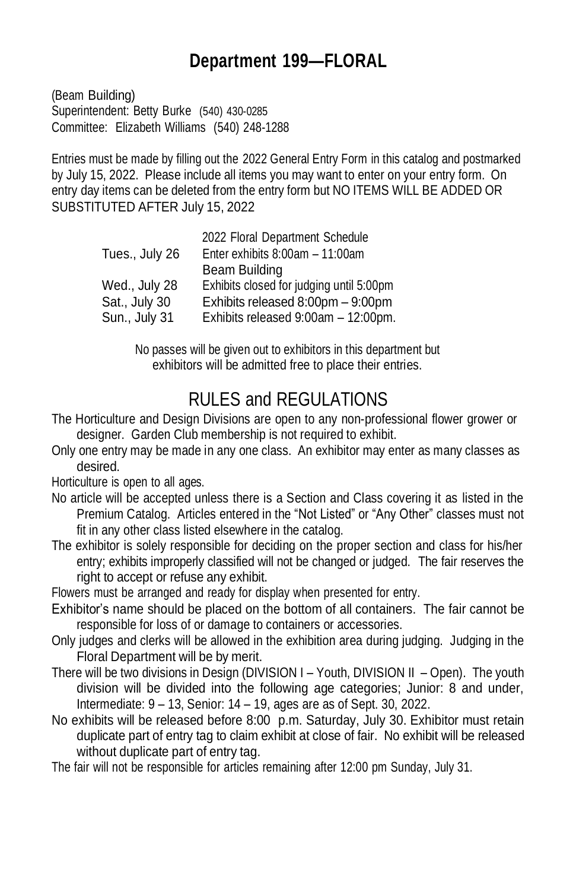# Department 199—FLORAL

(Beam Building)
Superintendent: Betty Burke (540) 430-0285
Committee: Elizabeth Williams (540) 248-1288

Entries must be made by filling out the 2022 General Entry Form in this catalog and postmarked by July 15, 2022. Please include all items you may want to enter on your entry form. On entry day items can be deleted from the entry form but NO ITEMS WILL BE ADDED OR SUBSTITUTED AFTER July 15, 2022

| | 2022 Floral Department Schedule |
|---|---|
| Tues., July 26 | Enter exhibits 8:00am – 11:00am Beam Building |
| Wed., July 28 | Exhibits closed for judging until 5:00pm |
| Sat., July 30 | Exhibits released 8:00pm – 9:00pm |
| Sun., July 31 | Exhibits released 9:00am – 12:00pm. |

No passes will be given out to exhibitors in this department but exhibitors will be admitted free to place their entries.

## RULES and REGULATIONS

The Horticulture and Design Divisions are open to any non-professional flower grower or designer. Garden Club membership is not required to exhibit.

Only one entry may be made in any one class. An exhibitor may enter as many classes as desired.

Horticulture is open to all ages.

No article will be accepted unless there is a Section and Class covering it as listed in the Premium Catalog. Articles entered in the "Not Listed" or "Any Other" classes must not fit in any other class listed elsewhere in the catalog.

The exhibitor is solely responsible for deciding on the proper section and class for his/her entry; exhibits improperly classified will not be changed or judged. The fair reserves the right to accept or refuse any exhibit.

Flowers must be arranged and ready for display when presented for entry.

Exhibitor's name should be placed on the bottom of all containers. The fair cannot be responsible for loss of or damage to containers or accessories.

Only judges and clerks will be allowed in the exhibition area during judging. Judging in the Floral Department will be by merit.

There will be two divisions in Design (DIVISION I – Youth, DIVISION II – Open). The youth division will be divided into the following age categories; Junior: 8 and under, Intermediate: 9 – 13, Senior: 14 – 19, ages are as of Sept. 30, 2022.

No exhibits will be released before 8:00 p.m. Saturday, July 30. Exhibitor must retain duplicate part of entry tag to claim exhibit at close of fair. No exhibit will be released without duplicate part of entry tag.

The fair will not be responsible for articles remaining after 12:00 pm Sunday, July 31.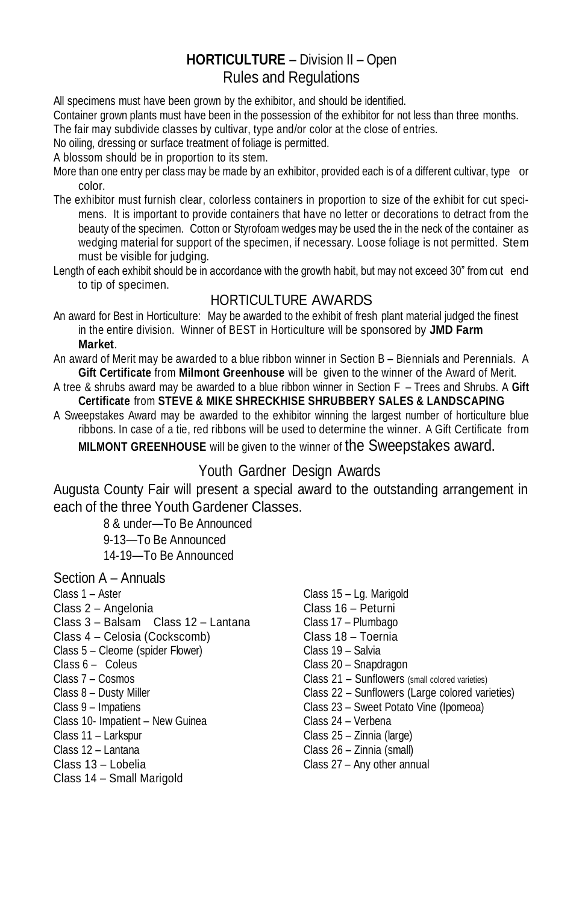## **HORTICULTURE** – Division II – Open

### Rules and Regulations

All specimens must have been grown by the exhibitor, and should be identified.

Container grown plants must have been in the possession of the exhibitor for not less than three months.

The fair may subdivide classes by cultivar, type and/or color at the close of entries.

No oiling, dressing or surface treatment of foliage is permitted.

A blossom should be in proportion to its stem.

More than one entry per class may be made by an exhibitor, provided each is of a different cultivar, type or color.

The exhibitor must furnish clear, colorless containers in proportion to size of the exhibit for cut specimens. It is important to provide containers that have no letter or decorations to detract from the beauty of the specimen. Cotton or Styrofoam wedges may be used the in the neck of the container as wedging material for support of the specimen, if necessary. Loose foliage is not permitted. Stem must be visible for judging.

Length of each exhibit should be in accordance with the growth habit, but may not exceed 30" from cut end to tip of specimen.

### HORTICULTURE AWARDS

An award for Best in Horticulture: May be awarded to the exhibit of fresh plant material judged the finest in the entire division. Winner of BEST in Horticulture will be sponsored by **JMD Farm Market**.

An award of Merit may be awarded to a blue ribbon winner in Section B – Biennials and Perennials. A **Gift Certificate** from **Milmont Greenhouse** will be given to the winner of the Award of Merit.

A tree & shrubs award may be awarded to a blue ribbon winner in Section F – Trees and Shrubs. A **Gift Certificate** from **STEVE & MIKE SHRECKHISE SHRUBBERY SALES & LANDSCAPING**

A Sweepstakes Award may be awarded to the exhibitor winning the largest number of horticulture blue ribbons. In case of a tie, red ribbons will be used to determine the winner. A Gift Certificate from **MILMONT GREENHOUSE** will be given to the winner of the Sweepstakes award.

### Youth Gardner Design Awards

Augusta County Fair will present a special award to the outstanding arrangement in each of the three Youth Gardener Classes.

8 & under—To Be Announced
9-13—To Be Announced
14-19—To Be Announced

### Section A – Annuals

Class 1 – Aster
Class 2 – Angelonia
Class 3 – Balsam Class 12 – Lantana
Class 4 – Celosia (Cockscomb)
Class 5 – Cleome (spider Flower)
Class 6 – Coleus
Class 7 – Cosmos
Class 8 – Dusty Miller
Class 9 – Impatiens
Class 10- Impatient – New Guinea
Class 11 – Larkspur
Class 12 – Lantana
Class 13 – Lobelia
Class 14 – Small Marigold
Class 15 – Lg. Marigold
Class 16 – Peturni
Class 17 – Plumbago
Class 18 – Toernia
Class 19 – Salvia
Class 20 – Snapdragon
Class 21 – Sunflowers (small colored varieties)
Class 22 – Sunflowers (Large colored varieties)
Class 23 – Sweet Potato Vine (Ipomeoa)
Class 24 – Verbena
Class 25 – Zinnia (large)
Class 26 – Zinnia (small)
Class 27 – Any other annual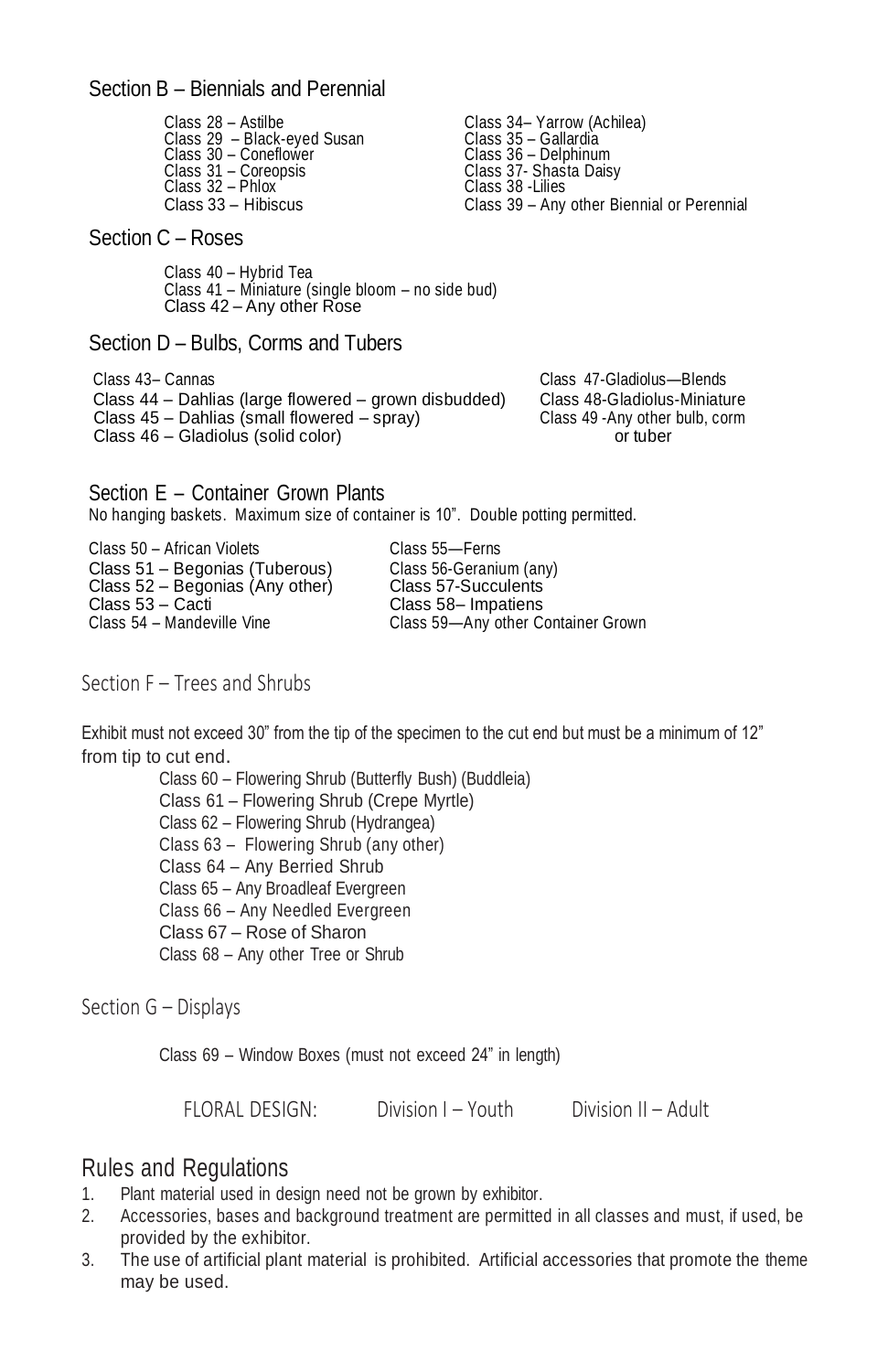## Section B – Biennials and Perennial

Class 28 – Astilbe
Class 29 – Black-eyed Susan
Class 30 – Coneflower
Class 31 – Coreopsis
Class 32 – Phlox
Class 33 – Hibiscus
Class 34– Yarrow (Achilea)
Class 35 – Gallardia
Class 36 – Delphinum
Class 37- Shasta Daisy
Class 38 -Lilies
Class 39 – Any other Biennial or Perennial

## Section C – Roses

Class 40 – Hybrid Tea
Class 41 – Miniature (single bloom – no side bud)
Class 42 – Any other Rose

## Section D – Bulbs, Corms and Tubers

Class 43– Cannas
Class 44 – Dahlias (large flowered – grown disbudded)
Class 45 – Dahlias (small flowered – spray)
Class 46 – Gladiolus (solid color)
Class 47-Gladiolus—Blends
Class 48-Gladiolus-Miniature
Class 49 -Any other bulb, corm or tuber

## Section E – Container Grown Plants

No hanging baskets. Maximum size of container is 10". Double potting permitted.

Class 50 – African Violets
Class 51 – Begonias (Tuberous)
Class 52 – Begonias (Any other)
Class 53 – Cacti
Class 54 – Mandeville Vine
Class 55—Ferns
Class 56-Geranium (any)
Class 57-Succulents
Class 58– Impatiens
Class 59—Any other Container Grown

## Section F – Trees and Shrubs

Exhibit must not exceed 30" from the tip of the specimen to the cut end but must be a minimum of 12" from tip to cut end.

Class 60 – Flowering Shrub (Butterfly Bush) (Buddleia)
Class 61 – Flowering Shrub (Crepe Myrtle)
Class 62 – Flowering Shrub (Hydrangea)
Class 63 – Flowering Shrub (any other)
Class 64 – Any Berried Shrub
Class 65 – Any Broadleaf Evergreen
Class 66 – Any Needled Evergreen
Class 67 – Rose of Sharon
Class 68 – Any other Tree or Shrub

## Section G – Displays

Class 69 – Window Boxes (must not exceed 24" in length)

FLORAL DESIGN: Division I – Youth Division II – Adult

## Rules and Regulations

1. Plant material used in design need not be grown by exhibitor.
2. Accessories, bases and background treatment are permitted in all classes and must, if used, be provided by the exhibitor.
3. The use of artificial plant material is prohibited. Artificial accessories that promote the theme may be used.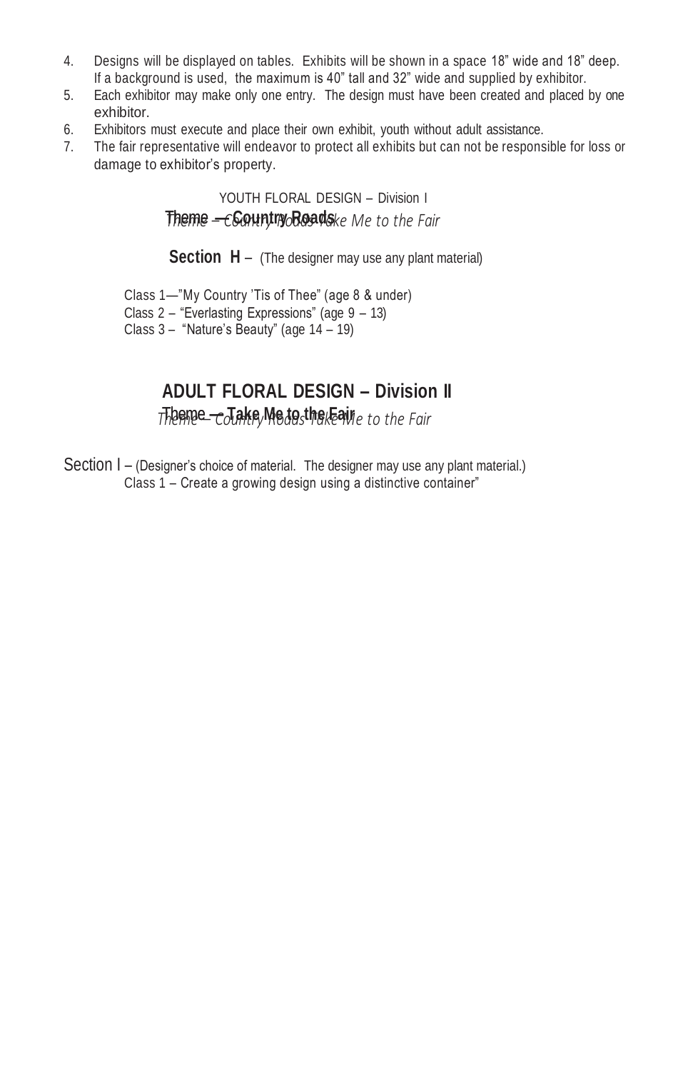4. Designs will be displayed on tables. Exhibits will be shown in a space 18" wide and 18" deep. If a background is used, the maximum is 40" tall and 32" wide and supplied by exhibitor.
5. Each exhibitor may make only one entry. The design must have been created and placed by one exhibitor.
6. Exhibitors must execute and place their own exhibit, youth without adult assistance.
7. The fair representative will endeavor to protect all exhibits but can not be responsible for loss or damage to exhibitor's property.

YOUTH FLORAL DESIGN – Division I

**Theme – Country Roads** *Theme – Country Roads Take Me to the Fair*

**Section H** – (The designer may use any plant material)

Class 1—"My Country 'Tis of Thee" (age 8 & under)
Class 2 – "Everlasting Expressions" (age 9 – 13)
Class 3 – "Nature's Beauty" (age 14 – 19)

## ADULT FLORAL DESIGN – Division II

**Theme – Take Me to the Fair** *Theme – Country Roads Take Me to the Fair*

Section I – (Designer's choice of material. The designer may use any plant material.)
Class 1 – Create a growing design using a distinctive container"